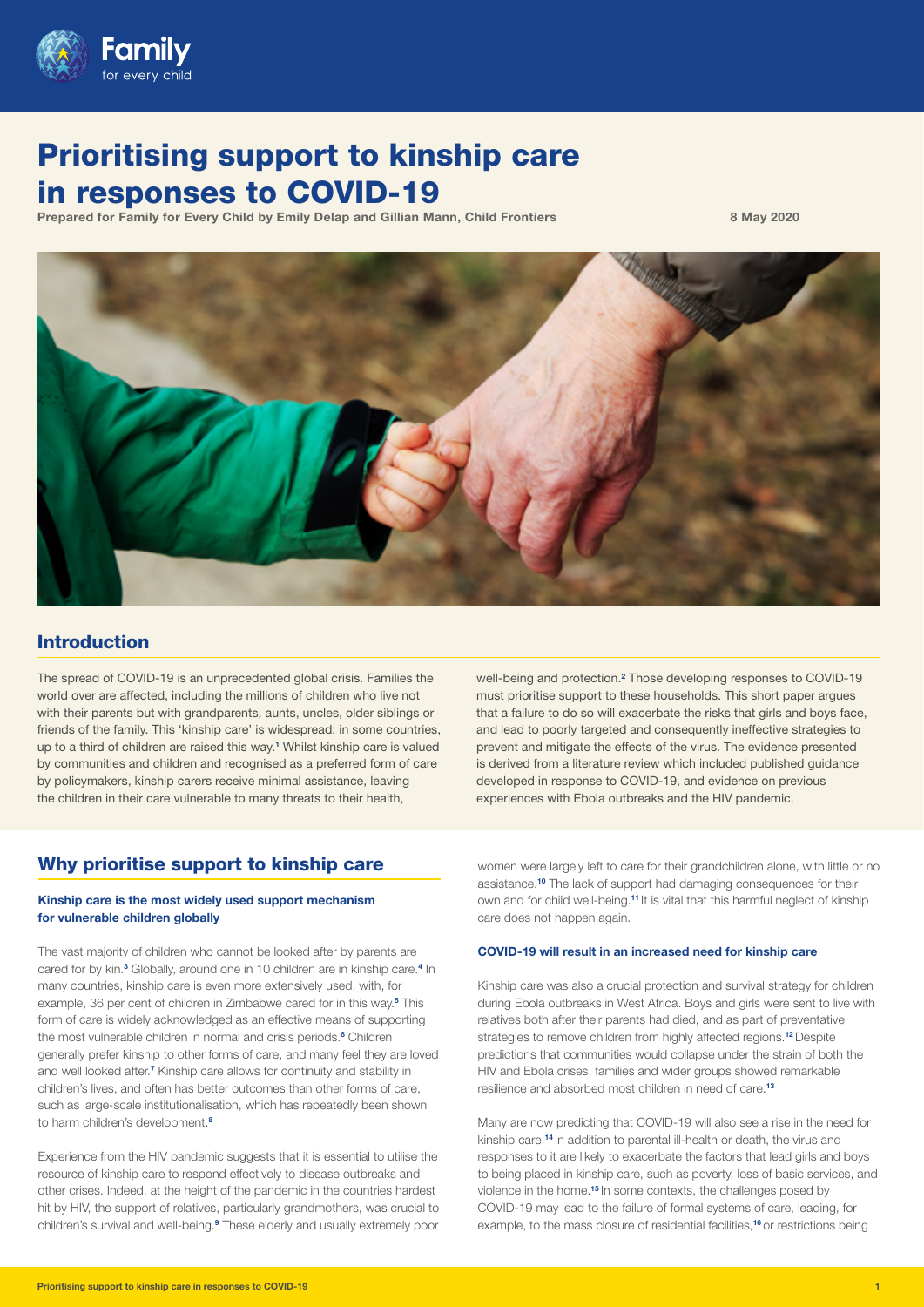# Prioritising support to kinship care in responses to COVID-19

**Prepared for Family for Every Child by Emily Delap and Gillian Mann, Child Frontiers**

**8 May 2020**

## Introduction

The spread of COVID-19 is an unprecedented global crisis. Families the world over are affected, including the millions of children who live not with their parents but with grandparents, aunts, uncles, older siblings or friends of the family. This 'kinship care' is widespread; in some countries, up to a third of children are raised this way.[1] Whilst kinship care is valued by communities and children and recognised as a preferred form of care by policymakers, kinship carers receive minimal assistance, leaving the children in their care vulnerable to many threats to their health, well-being and protection.[2] Those developing responses to COVID-19 must prioritise support to these households. This short paper argues that a failure to do so will exacerbate the risks that girls and boys face, and lead to poorly targeted and consequently ineffective strategies to prevent and mitigate the effects of the virus. The evidence presented is derived from a literature review which included published guidance developed in response to COVID-19, and evidence on previous experiences with Ebola outbreaks and the HIV pandemic.

## Why prioritise support to kinship care

### Kinship care is the most widely used support mechanism for vulnerable children globally

The vast majority of children who cannot be looked after by parents are cared for by kin.[3] Globally, around one in 10 children are in kinship care.[4] In many countries, kinship care is even more extensively used, with, for example, 36 per cent of children in Zimbabwe cared for in this way.[5] This form of care is widely acknowledged as an effective means of supporting the most vulnerable children in normal and crisis periods.[6] Children generally prefer kinship to other forms of care, and many feel they are loved and well looked after.[7] Kinship care allows for continuity and stability in children's lives, and often has better outcomes than other forms of care, such as large-scale institutionalisation, which has repeatedly been shown to harm children's development.[8]

Experience from the HIV pandemic suggests that it is essential to utilise the resource of kinship care to respond effectively to disease outbreaks and other crises. Indeed, at the height of the pandemic in the countries hardest hit by HIV, the support of relatives, particularly grandmothers, was crucial to children's survival and well-being.[9] These elderly and usually extremely poor women were largely left to care for their grandchildren alone, with little or no assistance.[10] The lack of support had damaging consequences for their own and for child well-being.[11] It is vital that this harmful neglect of kinship care does not happen again.

### COVID-19 will result in an increased need for kinship care

Kinship care was also a crucial protection and survival strategy for children during Ebola outbreaks in West Africa. Boys and girls were sent to live with relatives both after their parents had died, and as part of preventative strategies to remove children from highly affected regions.[12] Despite predictions that communities would collapse under the strain of both the HIV and Ebola crises, families and wider groups showed remarkable resilience and absorbed most children in need of care.[13]

Many are now predicting that COVID-19 will also see a rise in the need for kinship care.[14] In addition to parental ill-health or death, the virus and responses to it are likely to exacerbate the factors that lead girls and boys to being placed in kinship care, such as poverty, loss of basic services, and violence in the home.[15] In some contexts, the challenges posed by COVID-19 may lead to the failure of formal systems of care, leading, for example, to the mass closure of residential facilities,[16] or restrictions being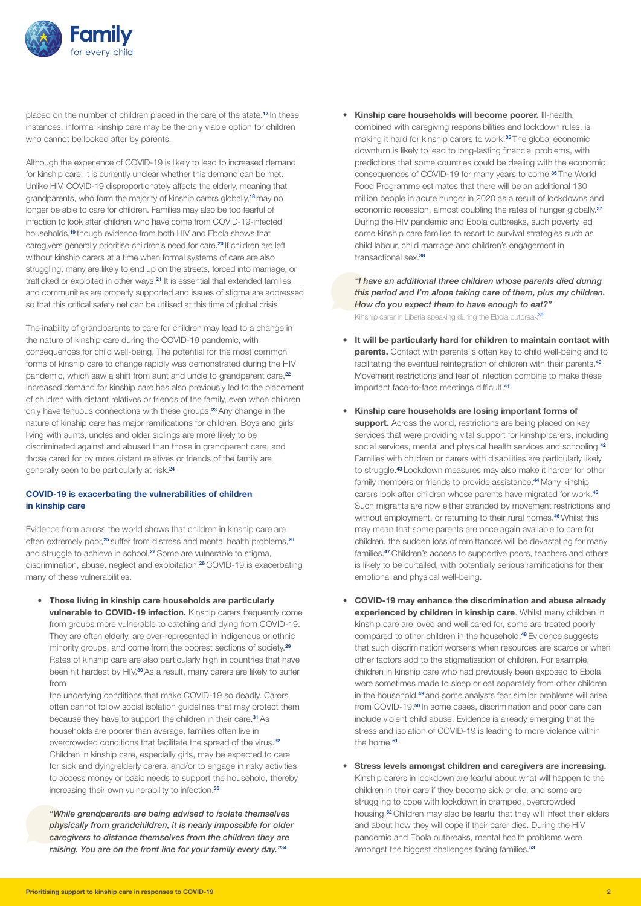placed on the number of children placed in the care of the state.[17] In these instances, informal kinship care may be the only viable option for children who cannot be looked after by parents.

Although the experience of COVID-19 is likely to lead to increased demand for kinship care, it is currently unclear whether this demand can be met. Unlike HIV, COVID-19 disproportionately affects the elderly, meaning that grandparents, who form the majority of kinship carers globally,[18] may no longer be able to care for children. Families may also be too fearful of infection to look after children who have come from COVID-19-infected households,[19] though evidence from both HIV and Ebola shows that caregivers generally prioritise children's need for care.[20] If children are left without kinship carers at a time when formal systems of care are also struggling, many are likely to end up on the streets, forced into marriage, or trafficked or exploited in other ways.[21] It is essential that extended families and communities are properly supported and issues of stigma are addressed so that this critical safety net can be utilised at this time of global crisis.

The inability of grandparents to care for children may lead to a change in the nature of kinship care during the COVID-19 pandemic, with consequences for child well-being. The potential for the most common forms of kinship care to change rapidly was demonstrated during the HIV pandemic, which saw a shift from aunt and uncle to grandparent care.[22] Increased demand for kinship care has also previously led to the placement of children with distant relatives or friends of the family, even when children only have tenuous connections with these groups.[23] Any change in the nature of kinship care has major ramifications for children. Boys and girls living with aunts, uncles and older siblings are more likely to be discriminated against and abused than those in grandparent care, and those cared for by more distant relatives or friends of the family are generally seen to be particularly at risk.[24]

### COVID-19 is exacerbating the vulnerabilities of children in kinship care

Evidence from across the world shows that children in kinship care are often extremely poor,[25] suffer from distress and mental health problems,[26] and struggle to achieve in school.[27] Some are vulnerable to stigma, discrimination, abuse, neglect and exploitation.[28] COVID-19 is exacerbating many of these vulnerabilities.

- **Those living in kinship care households are particularly vulnerable to COVID-19 infection.** Kinship carers frequently come from groups more vulnerable to catching and dying from COVID-19. They are often elderly, are over-represented in indigenous or ethnic minority groups, and come from the poorest sections of society.[29] Rates of kinship care are also particularly high in countries that have been hit hardest by HIV.[30] As a result, many carers are likely to suffer from the underlying conditions that make COVID-19 so deadly. Carers often cannot follow social isolation guidelines that may protect them because they have to support the children in their care.[31] As households are poorer than average, families often live in overcrowded conditions that facilitate the spread of the virus.[32] Children in kinship care, especially girls, may be expected to care for sick and dying elderly carers, and/or to engage in risky activities to access money or basic needs to support the household, thereby increasing their own vulnerability to infection.[33]

> *"While grandparents are being advised to isolate themselves physically from grandchildren, it is nearly impossible for older caregivers to distance themselves from the children they are raising. You are on the front line for your family every day."*[34]

- **Kinship care households will become poorer.** Ill-health, combined with caregiving responsibilities and lockdown rules, is making it hard for kinship carers to work.[35] The global economic downturn is likely to lead to long-lasting financial problems, with predictions that some countries could be dealing with the economic consequences of COVID-19 for many years to come.[36] The World Food Programme estimates that there will be an additional 130 million people in acute hunger in 2020 as a result of lockdowns and economic recession, almost doubling the rates of hunger globally.[37] During the HIV pandemic and Ebola outbreaks, such poverty led some kinship care families to resort to survival strategies such as child labour, child marriage and children's engagement in transactional sex.[38]

> *"I have an additional three children whose parents died during this period and I'm alone taking care of them, plus my children. How do you expect them to have enough to eat?"*
> Kinship carer in Liberia speaking during the Ebola outbreak[39]

- **It will be particularly hard for children to maintain contact with parents.** Contact with parents is often key to child well-being and to facilitating the eventual reintegration of children with their parents.[40] Movement restrictions and fear of infection combine to make these important face-to-face meetings difficult.[41]

- **Kinship care households are losing important forms of support.** Across the world, restrictions are being placed on key services that were providing vital support for kinship carers, including social services, mental and physical health services and schooling.[42] Families with children or carers with disabilities are particularly likely to struggle.[43] Lockdown measures may also make it harder for other family members or friends to provide assistance.[44] Many kinship carers look after children whose parents have migrated for work.[45] Such migrants are now either stranded by movement restrictions and without employment, or returning to their rural homes.[46] Whilst this may mean that some parents are once again available to care for children, the sudden loss of remittances will be devastating for many families.[47] Children's access to supportive peers, teachers and others is likely to be curtailed, with potentially serious ramifications for their emotional and physical well-being.

- **COVID-19 may enhance the discrimination and abuse already experienced by children in kinship care**. Whilst many children in kinship care are loved and well cared for, some are treated poorly compared to other children in the household.[48] Evidence suggests that such discrimination worsens when resources are scarce or when other factors add to the stigmatisation of children. For example, children in kinship care who had previously been exposed to Ebola were sometimes made to sleep or eat separately from other children in the household,[49] and some analysts fear similar problems will arise from COVID-19.[50] In some cases, discrimination and poor care can include violent child abuse. Evidence is already emerging that the stress and isolation of COVID-19 is leading to more violence within the home.[51]

- **Stress levels amongst children and caregivers are increasing.** Kinship carers in lockdown are fearful about what will happen to the children in their care if they become sick or die, and some are struggling to cope with lockdown in cramped, overcrowded housing.[52] Children may also be fearful that they will infect their elders and about how they will cope if their carer dies. During the HIV pandemic and Ebola outbreaks, mental health problems were amongst the biggest challenges facing families.[53]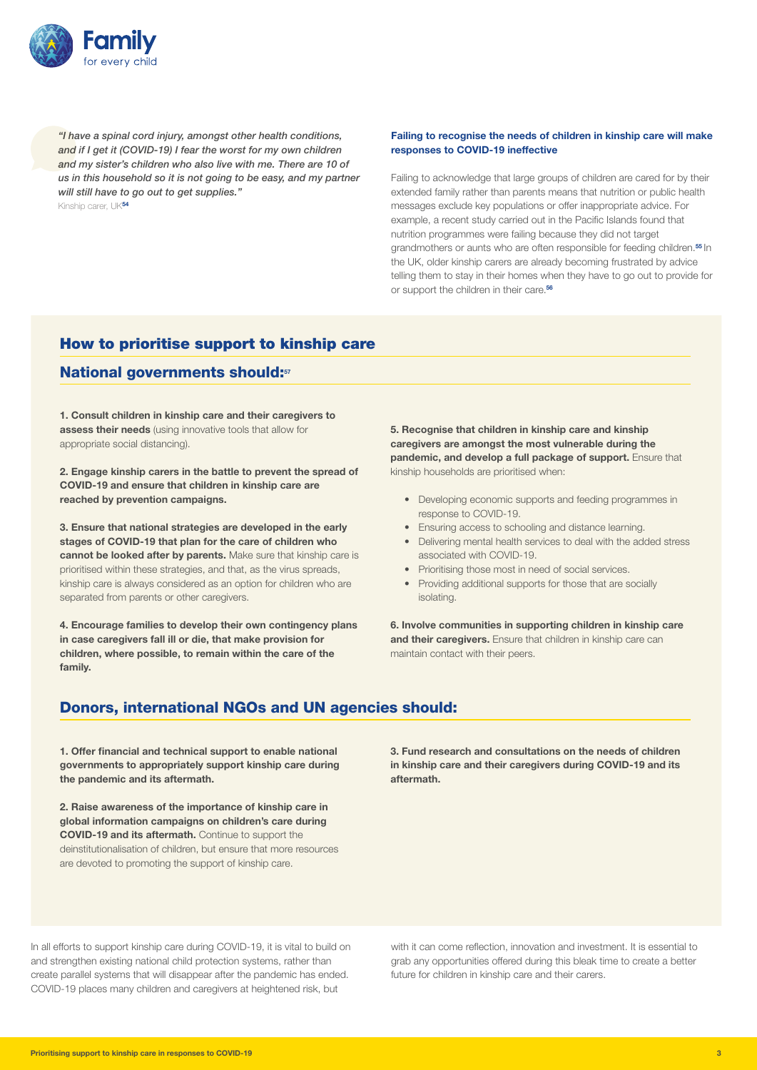*"I have a spinal cord injury, amongst other health conditions, and if I get it (COVID-19) I fear the worst for my own children and my sister's children who also live with me. There are 10 of us in this household so it is not going to be easy, and my partner will still have to go out to get supplies."*
Kinship carer, UK[54]

**Failing to recognise the needs of children in kinship care will make responses to COVID-19 ineffective**

Failing to acknowledge that large groups of children are cared for by their extended family rather than parents means that nutrition or public health messages exclude key populations or offer inappropriate advice. For example, a recent study carried out in the Pacific Islands found that nutrition programmes were failing because they did not target grandmothers or aunts who are often responsible for feeding children.[55] In the UK, older kinship carers are already becoming frustrated by advice telling them to stay in their homes when they have to go out to provide for or support the children in their care.[56]

## How to prioritise support to kinship care

### National governments should:[57]

**1. Consult children in kinship care and their caregivers to assess their needs** (using innovative tools that allow for appropriate social distancing).

**2. Engage kinship carers in the battle to prevent the spread of COVID-19 and ensure that children in kinship care are reached by prevention campaigns.**

**3. Ensure that national strategies are developed in the early stages of COVID-19 that plan for the care of children who cannot be looked after by parents.** Make sure that kinship care is prioritised within these strategies, and that, as the virus spreads, kinship care is always considered as an option for children who are separated from parents or other caregivers.

**4. Encourage families to develop their own contingency plans in case caregivers fall ill or die, that make provision for children, where possible, to remain within the care of the family.**

**5. Recognise that children in kinship care and kinship caregivers are amongst the most vulnerable during the pandemic, and develop a full package of support.** Ensure that kinship households are prioritised when:

- Developing economic supports and feeding programmes in response to COVID-19.
- Ensuring access to schooling and distance learning.
- Delivering mental health services to deal with the added stress associated with COVID-19.
- Prioritising those most in need of social services.
- Providing additional supports for those that are socially isolating.

**6. Involve communities in supporting children in kinship care and their caregivers.** Ensure that children in kinship care can maintain contact with their peers.

### Donors, international NGOs and UN agencies should:

**1. Offer financial and technical support to enable national governments to appropriately support kinship care during the pandemic and its aftermath.**

**2. Raise awareness of the importance of kinship care in global information campaigns on children's care during COVID-19 and its aftermath.** Continue to support the deinstitutionalisation of children, but ensure that more resources are devoted to promoting the support of kinship care.

**3. Fund research and consultations on the needs of children in kinship care and their caregivers during COVID-19 and its aftermath.**

In all efforts to support kinship care during COVID-19, it is vital to build on and strengthen existing national child protection systems, rather than create parallel systems that will disappear after the pandemic has ended. COVID-19 places many children and caregivers at heightened risk, but with it can come reflection, innovation and investment. It is essential to grab any opportunities offered during this bleak time to create a better future for children in kinship care and their carers.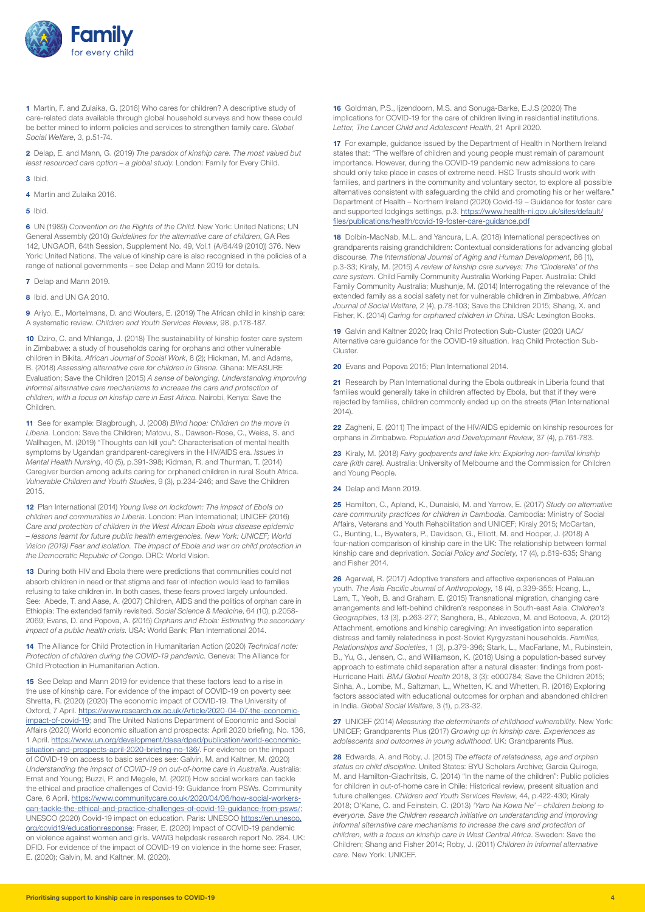**1** Martin, F. and Zulaika, G. (2016) Who cares for children? A descriptive study of care-related data available through global household surveys and how these could be better mined to inform policies and services to strengthen family care. *Global Social Welfare*, 3, p.51-74.

**2** Delap, E. and Mann, G. (2019) *The paradox of kinship care. The most valued but least resourced care option – a global study.* London: Family for Every Child.

**3** Ibid.

**4** Martin and Zulaika 2016.

**5** Ibid.

**6** UN (1989) *Convention on the Rights of the Child.* New York: United Nations; UN General Assembly (2010) *Guidelines for the alternative care of children*, GA Res 142, UNGAOR, 64th Session, Supplement No. 49, Vol.1 (A/64/49 (2010)) 376. New York: United Nations. The value of kinship care is also recognised in the policies of a range of national governments – see Delap and Mann 2019 for details.

**7** Delap and Mann 2019.

**8** Ibid. and UN GA 2010.

**9** Ariyo, E., Mortelmans, D. and Wouters, E. (2019) The African child in kinship care: A systematic review. *Children and Youth Services Review*, 98, p.178-187.

**10** Dziro, C. and Mhlanga, J. (2018) The sustainability of kinship foster care system in Zimbabwe: a study of households caring for orphans and other vulnerable children in Bikita. *African Journal of Social Work*, 8 (2); Kidman, R. and Adams, B. (2018) *Assessing alternative care for children in Ghana.* Ghana: MEASURE Evaluation; Save the Children (2015) *A sense of belonging. Understanding improving informal alternative care mechanisms to increase the care and protection of children, with a focus on kinship care in East Africa.* Nairobi, Kenya: Save the Children.

**11** See for example: Blagbrough, J. (2008) *Blind hope: Children on the move in Liberia.* London: Save the Children; Matovu, S., Dawson-Rose, C., Weiss, S. and Wallhagen, M. (2019) "Thoughts can kill you": Characterisation of mental health symptoms by Ugandan grandparent-caregivers in the HIV/AIDS era. *Issues in Mental Health Nursing*, 40 (5), p.391-398; Kidman, R. and Thurman, T. (2014) Caregiver burden among adults caring for orphaned children in rural South Africa. *Vulnerable Children and Youth Studies*, 9 (3), p.234-246; and Save the Children 2015.

**12** Plan International (2014) *Young lives on lockdown: The impact of Ebola on children and communities in Liberia.* London: Plan International; UNICEF (2016) *Care and protection of children in the West African Ebola virus disease epidemic – lessons learnt for future public health emergencies. New York: UNICEF; World Vision (2019) Fear and isolation. The impact of Ebola and war on child protection in the Democratic Republic of Congo.* DRC: World Vision.

**13** During both HIV and Ebola there were predictions that communities could not absorb children in need or that stigma and fear of infection would lead to families refusing to take children in. In both cases, these fears proved largely unfounded. See: Abede, T. and Aase, A. (2007) Children, AIDS and the politics of orphan care in Ethiopia: The extended family revisited. *Social Science & Medicine*, 64 (10), p.2058-2069; Evans, D. and Popova, A. (2015) *Orphans and Ebola: Estimating the secondary impact of a public health crisis.* USA: World Bank; Plan International 2014.

**14** The Alliance for Child Protection in Humanitarian Action (2020) *Technical note: Protection of children during the COVID-19 pandemic.* Geneva: The Alliance for Child Protection in Humanitarian Action.

**15** See Delap and Mann 2019 for evidence that these factors lead to a rise in the use of kinship care. For evidence of the impact of COVID-19 on poverty see: Shretta, R. (2020) (2020) The economic impact of COVID-19. The University of Oxford, 7 April. https://www.research.ox.ac.uk/Article/2020-04-07-the-economic-impact-of-covid-19; and The United Nations Department of Economic and Social Affairs (2020) World economic situation and prospects: April 2020 briefing, No. 136, 1 April. https://www.un.org/development/desa/dpad/publication/world-economic-situation-and-prospects-april-2020-briefing-no-136/. For evidence on the impact of COVID-19 on access to basic services see: Galvin, M. and Kaltner, M. (2020) *Understanding the impact of COVID-19 on out-of-home care in Australia.* Australia: Ernst and Young; Buzzi, P. and Megele, M. (2020) How social workers can tackle the ethical and practice challenges of Covid-19: Guidance from PSWs. Community Care, 6 April. https://www.communitycare.co.uk/2020/04/06/how-social-workers-can-tackle-the-ethical-and-practice-challenges-of-covid-19-guidance-from-psws/; UNESCO (2020) Covid-19 impact on education. Paris: UNESCO https://en.unesco.org/covid19/educationresponse; Fraser, E. (2020) Impact of COVID-19 pandemic on violence against women and girls. VAWG helpdesk research report No. 284. UK: DFID. For evidence of the impact of COVID-19 on violence in the home see: Fraser, E. (2020); Galvin, M. and Kaltner, M. (2020).

**16** Goldman, P.S., Ijzendoorn, M.S. and Sonuga-Barke, E.J.S (2020) The implications for COVID-19 for the care of children living in residential institutions. *Letter, The Lancet Child and Adolescent Health*, 21 April 2020.

**17** For example, guidance issued by the Department of Health in Northern Ireland states that: "The welfare of children and young people must remain of paramount importance. However, during the COVID-19 pandemic new admissions to care should only take place in cases of extreme need. HSC Trusts should work with families, and partners in the community and voluntary sector, to explore all possible alternatives consistent with safeguarding the child and promoting his or her welfare." Department of Health – Northern Ireland (2020) Covid-19 – Guidance for foster care and supported lodgings settings, p.3. https://www.health-ni.gov.uk/sites/default/files/publications/health/covid-19-foster-care-guidance.pdf

**18** Dolbin-MacNab, M.L. and Yancura, L.A. (2018) International perspectives on grandparents raising grandchildren: Contextual considerations for advancing global discourse. *The International Journal of Aging and Human Development*, 86 (1), p.3-33; Kiraly, M. (2015) *A review of kinship care surveys: The 'Cinderella' of the care system.* Child Family Community Australia Working Paper. Australia: Child Family Community Australia; Mushunje, M. (2014) Interrogating the relevance of the extended family as a social safety net for vulnerable children in Zimbabwe. *African Journal of Social Welfare*, 2 (4), p.78-103; Save the Children 2015; Shang, X. and Fisher, K. (2014) *Caring for orphaned children in China.* USA: Lexington Books.

**19** Galvin and Kaltner 2020; Iraq Child Protection Sub-Cluster (2020) UAC/Alternative care guidance for the COVID-19 situation. Iraq Child Protection Sub-Cluster.

**20** Evans and Popova 2015; Plan International 2014.

**21** Research by Plan International during the Ebola outbreak in Liberia found that families would generally take in children affected by Ebola, but that if they were rejected by families, children commonly ended up on the streets (Plan International 2014).

**22** Zagheni, E. (2011) The impact of the HIV/AIDS epidemic on kinship resources for orphans in Zimbabwe. *Population and Development Review*, 37 (4), p.761-783.

**23** Kiraly, M. (2018) *Fairy godparents and fake kin: Exploring non-familial kinship care (kith care).* Australia: University of Melbourne and the Commission for Children and Young People.

**24** Delap and Mann 2019.

**25** Hamilton, C., Apland, K., Dunaiski, M. and Yarrow, E. (2017) *Study on alternative care community practices for children in Cambodia.* Cambodia: Ministry of Social Affairs, Veterans and Youth Rehabilitation and UNICEF; Kiraly 2015; McCartan, C., Bunting, L., Bywaters, P., Davidson, G., Elliott, M. and Hooper, J. (2018) A four-nation comparison of kinship care in the UK: The relationship between formal kinship care and deprivation. *Social Policy and Society*, 17 (4), p.619-635; Shang and Fisher 2014.

**26** Agarwal, R. (2017) Adoptive transfers and affective experiences of Palauan youth. *The Asia Pacific Journal of Anthropology*, 18 (4), p.339-355; Hoang, L., Lam, T., Yeoh, B. and Graham, E. (2015) Transnational migration, changing care arrangements and left-behind children's responses in South-east Asia. *Children's Geographies*, 13 (3), p.263-277; Sanghera, B., Ablezova, M. and Botoeva, A. (2012) Attachment, emotions and kinship caregiving: An investigation into separation distress and family relatedness in post-Soviet Kyrgyzstani households. *Families, Relationships and Societies*, 1 (3), p.379-396; Stark, L., MacFarlane, M., Rubinstein, B., Yu, G., Jensen, C., and Williamson, K. (2018) Using a population-based survey approach to estimate child separation after a natural disaster: findings from post-Hurricane Haiti. *BMJ Global Health* 2018, 3 (3): e000784; Save the Children 2015; Sinha, A., Lombe, M., Saltzman, L., Whetten, K. and Whetten, R. (2016) Exploring factors associated with educational outcomes for orphan and abandoned children in India. *Global Social Welfare*, 3 (1), p.23-32.

**27** UNICEF (2014) *Measuring the determinants of childhood vulnerability.* New York: UNICEF; Grandparents Plus (2017) *Growing up in kinship care. Experiences as adolescents and outcomes in young adulthood.* UK: Grandparents Plus.

**28** Edwards, A. and Roby, J. (2015) *The effects of relatedness, age and orphan status on child discipline.* United States: BYU Scholars Archive; Garcia Quiroga, M. and Hamilton-Giachritsis, C. (2014) "In the name of the children": Public policies for children in out-of-home care in Chile: Historical review, present situation and future challenges. *Children and Youth Services Review*, 44, p.422-430; Kiraly 2018; O'Kane, C. and Feinstein, C. (2013) *'Yaro Na Kowa Ne' – children belong to everyone. Save the Children research initiative on understanding and improving informal alternative care mechanisms to increase the care and protection of children, with a focus on kinship care in West Central Africa.* Sweden: Save the Children; Shang and Fisher 2014; Roby, J. (2011) *Children in informal alternative care.* New York: UNICEF.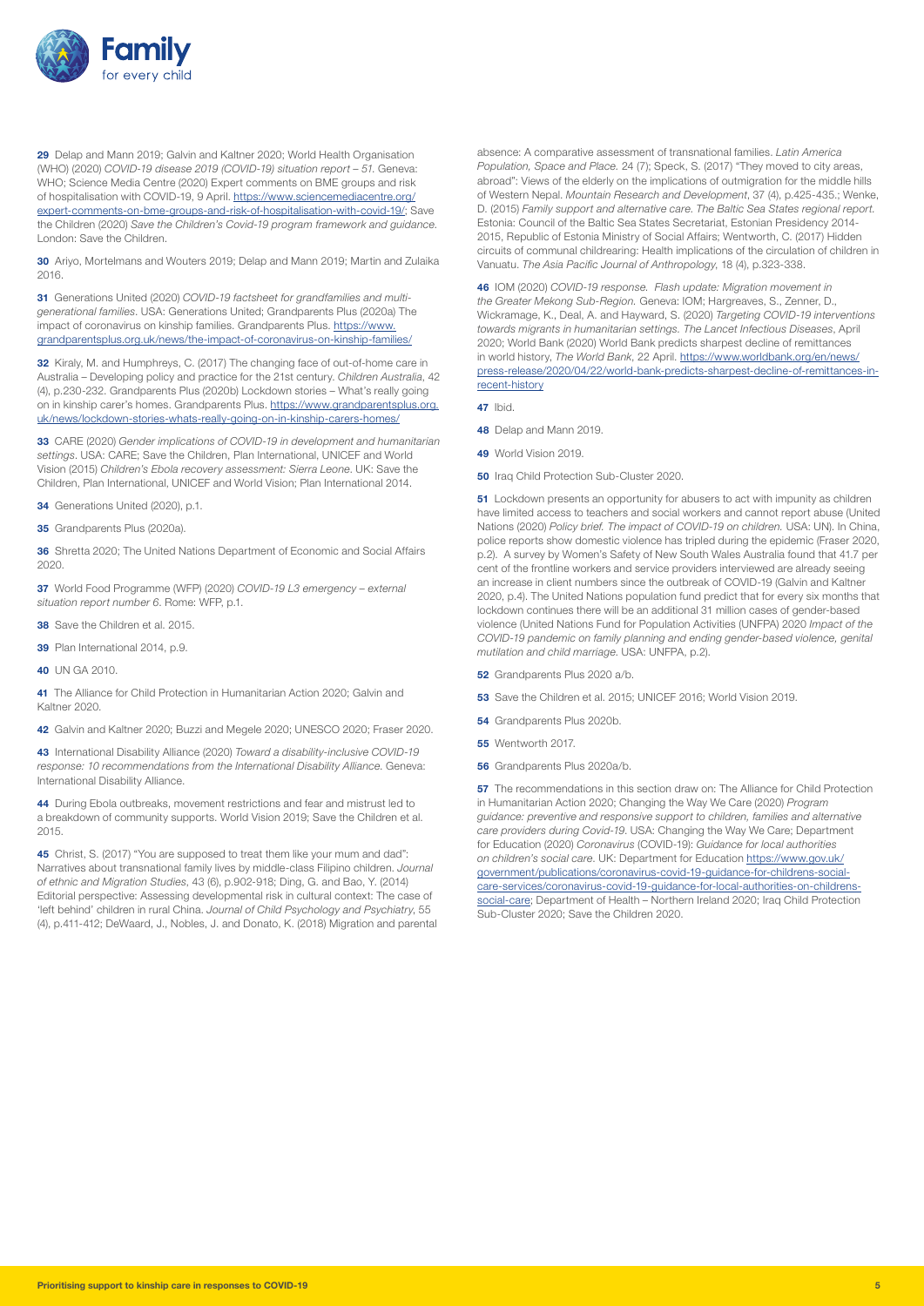**29** Delap and Mann 2019; Galvin and Kaltner 2020; World Health Organisation (WHO) (2020) *COVID-19 disease 2019 (COVID-19) situation report – 51*. Geneva: WHO; Science Media Centre (2020) Expert comments on BME groups and risk of hospitalisation with COVID-19, 9 April. https://www.sciencemediacentre.org/expert-comments-on-bme-groups-and-risk-of-hospitalisation-with-covid-19/; Save the Children (2020) *Save the Children's Covid-19 program framework and guidance*. London: Save the Children.

**30** Ariyo, Mortelmans and Wouters 2019; Delap and Mann 2019; Martin and Zulaika 2016.

**31** Generations United (2020) *COVID-19 factsheet for grandfamilies and multi-generational families*. USA: Generations United; Grandparents Plus (2020a) The impact of coronavirus on kinship families. Grandparents Plus. https://www.grandparentsplus.org.uk/news/the-impact-of-coronavirus-on-kinship-families/

**32** Kiraly, M. and Humphreys, C. (2017) The changing face of out-of-home care in Australia – Developing policy and practice for the 21st century. *Children Australia*, 42 (4), p.230-232. Grandparents Plus (2020b) Lockdown stories – What's really going on in kinship carer's homes. Grandparents Plus. https://www.grandparentsplus.org.uk/news/lockdown-stories-whats-really-going-on-in-kinship-carers-homes/

**33** CARE (2020) *Gender implications of COVID-19 in development and humanitarian settings*. USA: CARE; Save the Children, Plan International, UNICEF and World Vision (2015) *Children's Ebola recovery assessment: Sierra Leone*. UK: Save the Children, Plan International, UNICEF and World Vision; Plan International 2014.

**34** Generations United (2020), p.1.

**35** Grandparents Plus (2020a).

**36** Shretta 2020; The United Nations Department of Economic and Social Affairs 2020.

**37** World Food Programme (WFP) (2020) *COVID-19 L3 emergency – external situation report number 6*. Rome: WFP, p.1.

**38** Save the Children et al. 2015.

**39** Plan International 2014, p.9.

**40** UN GA 2010.

**41** The Alliance for Child Protection in Humanitarian Action 2020; Galvin and Kaltner 2020.

**42** Galvin and Kaltner 2020; Buzzi and Megele 2020; UNESCO 2020; Fraser 2020.

**43** International Disability Alliance (2020) *Toward a disability-inclusive COVID-19 response: 10 recommendations from the International Disability Alliance*. Geneva: International Disability Alliance.

**44** During Ebola outbreaks, movement restrictions and fear and mistrust led to a breakdown of community supports. World Vision 2019; Save the Children et al. 2015.

**45** Christ, S. (2017) "You are supposed to treat them like your mum and dad": Narratives about transnational family lives by middle-class Filipino children. *Journal of ethnic and Migration Studies*, 43 (6), p.902-918; Ding, G. and Bao, Y. (2014) Editorial perspective: Assessing developmental risk in cultural context: The case of 'left behind' children in rural China. *Journal of Child Psychology and Psychiatry*, 55 (4), p.411-412; DeWaard, J., Nobles, J. and Donato, K. (2018) Migration and parental absence: A comparative assessment of transnational families. *Latin America Population, Space and Place.* 24 (7); Speck, S. (2017) "They moved to city areas, abroad": Views of the elderly on the implications of outmigration for the middle hills of Western Nepal. *Mountain Research and Development*, 37 (4), p.425-435.; Wenke, D. (2015) *Family support and alternative care. The Baltic Sea States regional report.* Estonia: Council of the Baltic Sea States Secretariat, Estonian Presidency 2014-2015, Republic of Estonia Ministry of Social Affairs; Wentworth, C. (2017) Hidden circuits of communal childrearing: Health implications of the circulation of children in Vanuatu. *The Asia Pacific Journal of Anthropology*, 18 (4), p.323-338.

**46** IOM (2020) *COVID-19 response. Flash update: Migration movement in the Greater Mekong Sub-Region.* Geneva: IOM; Hargreaves, S., Zenner, D., Wickramage, K., Deal, A. and Hayward, S. (2020) *Targeting COVID-19 interventions towards migrants in humanitarian settings. The Lancet Infectious Diseases*, April 2020; World Bank (2020) World Bank predicts sharpest decline of remittances in world history, *The World Bank*, 22 April. https://www.worldbank.org/en/news/press-release/2020/04/22/world-bank-predicts-sharpest-decline-of-remittances-in-recent-history

**47** Ibid.

**48** Delap and Mann 2019.

**49** World Vision 2019.

**50** Iraq Child Protection Sub-Cluster 2020.

**51** Lockdown presents an opportunity for abusers to act with impunity as children have limited access to teachers and social workers and cannot report abuse (United Nations (2020) *Policy brief. The impact of COVID-19 on children.* USA: UN). In China, police reports show domestic violence has tripled during the epidemic (Fraser 2020, p.2). A survey by Women's Safety of New South Wales Australia found that 41.7 per cent of the frontline workers and service providers interviewed are already seeing an increase in client numbers since the outbreak of COVID-19 (Galvin and Kaltner 2020, p.4). The United Nations population fund predict that for every six months that lockdown continues there will be an additional 31 million cases of gender-based violence (United Nations Fund for Population Activities (UNFPA) 2020 *Impact of the COVID-19 pandemic on family planning and ending gender-based violence, genital mutilation and child marriage.* USA: UNFPA, p.2).

**52** Grandparents Plus 2020 a/b.

**53** Save the Children et al. 2015; UNICEF 2016; World Vision 2019.

**54** Grandparents Plus 2020b.

**55** Wentworth 2017.

**56** Grandparents Plus 2020a/b.

**57** The recommendations in this section draw on: The Alliance for Child Protection in Humanitarian Action 2020; Changing the Way We Care (2020) *Program guidance: preventive and responsive support to children, families and alternative care providers during Covid-19*. USA: Changing the Way We Care; Department for Education (2020) *Coronavirus* (COVID-19): *Guidance for local authorities on children's social care.* UK: Department for Education https://www.gov.uk/government/publications/coronavirus-covid-19-guidance-for-childrens-social-care-services/coronavirus-covid-19-guidance-for-local-authorities-on-childrens-social-care; Department of Health – Northern Ireland 2020; Iraq Child Protection Sub-Cluster 2020; Save the Children 2020.